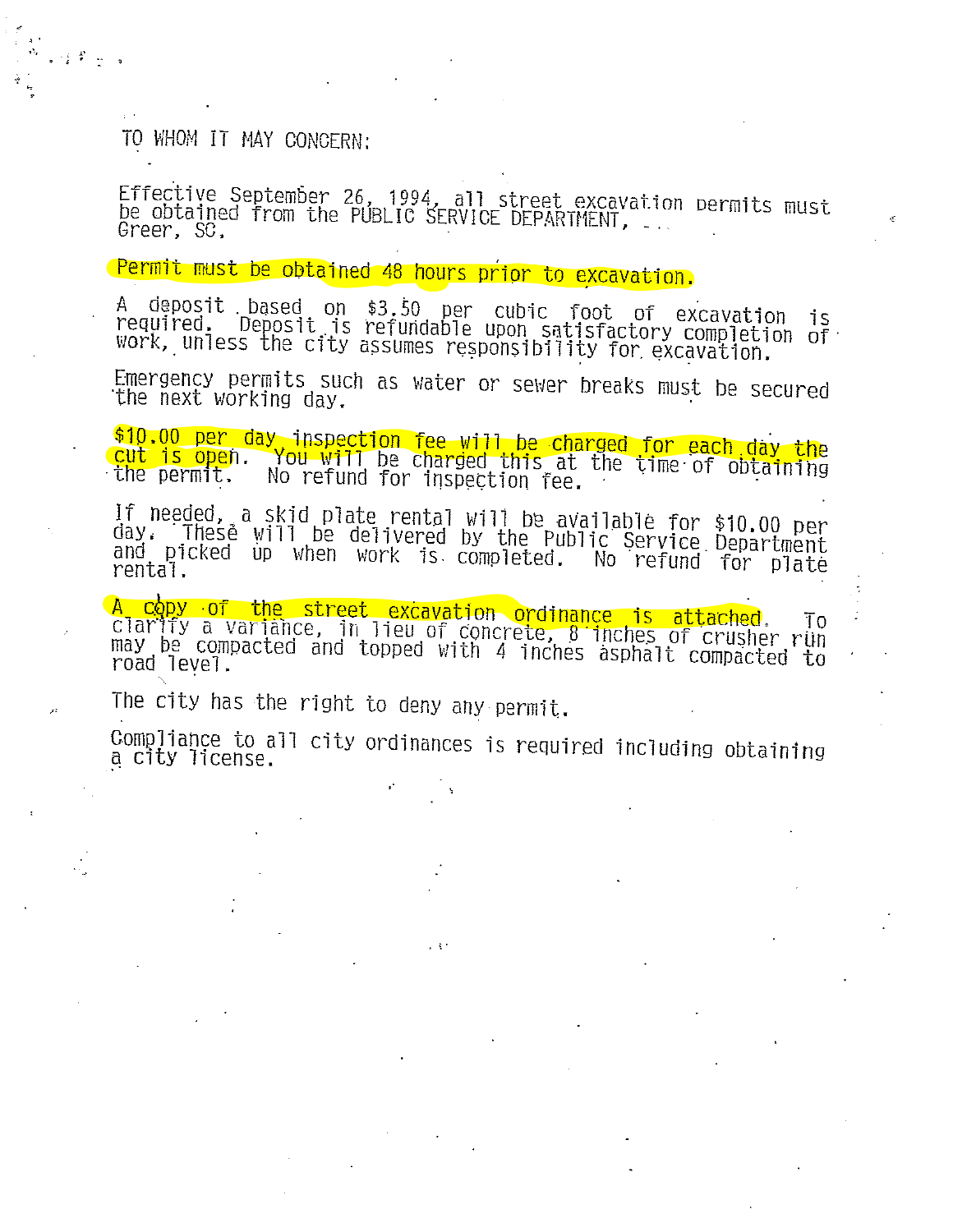TO WHOM IT MAY CONCERN:

Effective September 26, 1994, all street excavation permits must be obtained from the PUBLIC SERVICE DEPARTMENT, Greer, SC.

Permit must be obtained 48 hours prior to excavation.

A deposit based on $3.50 per cubic foot of excavation is required. Deposit is refundable upon satisfactory completion of work, unless the city assumes responsibility for excavation.

Emergency permits such as water or sewer breaks must be secured the next working day.

$10.00 per day inspection fee will be charged for each day the cut is open. You will be charged this at the time of obtaining the permit. No refund for inspection fee.

If needed, a skid plate rental will be available for $10.00 per day. These will be delivered by the Public Service Department and picked up when work is completed. No refund for plate rental.

A copy of the street excavation ordinance is attached. To clarify a variance, in lieu of concrete, 8 inches of crusher run may be compacted and topped with 4 inches asphalt compacted to road level.

The city has the right to deny any permit.

Compliance to all city ordinances is required including obtaining a city license.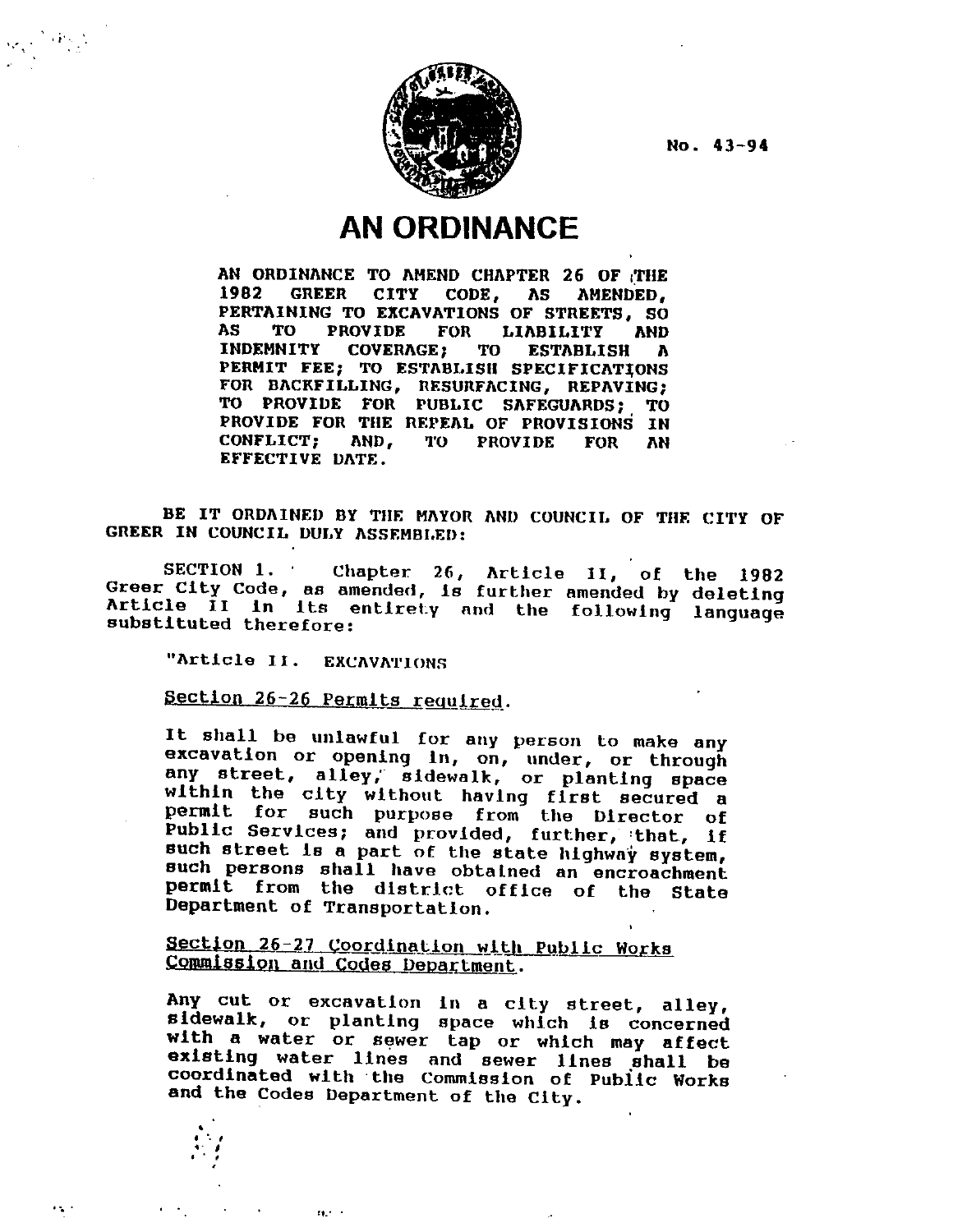No. 43-94

# AN ORDINANCE

AN ORDINANCE TO AMEND CHAPTER 26 OF THE 1982 GREER CITY CODE, AS AMENDED, PERTAINING TO EXCAVATIONS OF STREETS, SO AS TO PROVIDE FOR LIABILITY AND INDEMNITY COVERAGE; TO ESTABLISH A PERMIT FEE; TO ESTABLISH SPECIFICATIONS FOR BACKFILLING, RESURFACING, REPAVING; TO PROVIDE FOR PUBLIC SAFEGUARDS; TO PROVIDE FOR THE REPEAL OF PROVISIONS IN CONFLICT; AND, TO PROVIDE FOR AN EFFECTIVE DATE.

BE IT ORDAINED BY THE MAYOR AND COUNCIL OF THE CITY OF GREER IN COUNCIL DULY ASSEMBLED:

SECTION 1. Chapter 26, Article II, of the 1982 Greer City Code, as amended, is further amended by deleting Article II in its entirety and the following language substituted therefore:

"Article II. EXCAVATIONS

Section 26-26 Permits required.

It shall be unlawful for any person to make any excavation or opening in, on, under, or through any street, alley, sidewalk, or planting space within the city without having first secured a permit for such purpose from the Director of Public Services; and provided, further, that, if such street is a part of the state highway system, such persons shall have obtained an encroachment permit from the district office of the State Department of Transportation.

Section 26-27 Coordination with Public Works Commission and Codes Department.

Any cut or excavation in a city street, alley, sidewalk, or planting space which is concerned with a water or sewer tap or which may affect existing water lines and sewer lines shall be coordinated with the Commission of Public Works and the Codes Department of the City.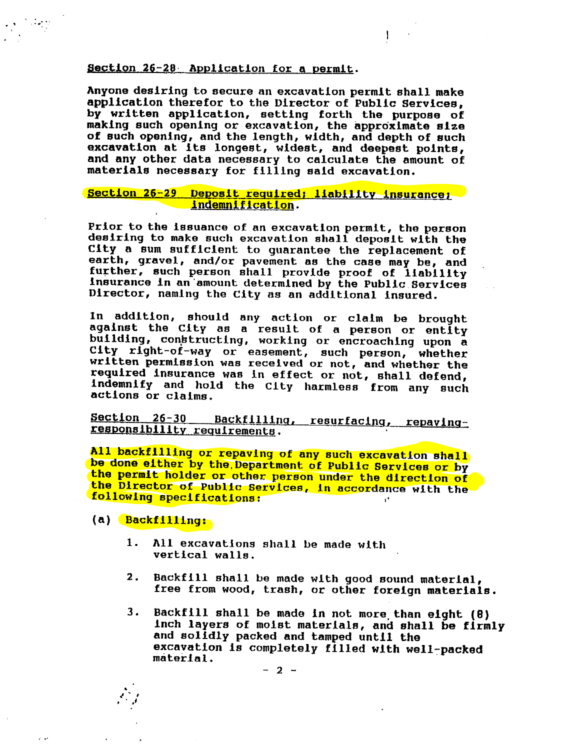Section 26-28 Application for a permit.

Anyone desiring to secure an excavation permit shall make application therefor to the Director of Public Services, by written application, setting forth the purpose of making such opening or excavation, the approximate size of such opening, and the length, width, and depth of such excavation at its longest, widest, and deepest points, and any other data necessary to calculate the amount of materials necessary for filling said excavation.

Section 26-29 Deposit required; liability insurance; indemnification.

Prior to the issuance of an excavation permit, the person desiring to make such excavation shall deposit with the City a sum sufficient to guarantee the replacement of earth, gravel, and/or pavement as the case may be, and further, such person shall provide proof of liability insurance in an amount determined by the Public Services Director, naming the City as an additional insured.

In addition, should any action or claim be brought against the City as a result of a person or entity building, constructing, working or encroaching upon a City right-of-way or easement, such person, whether written permission was received or not, and whether the required insurance was in effect or not, shall defend, indemnify and hold the City harmless from any such actions or claims.

Section 26-30 Backfilling, resurfacing, repaving-responsibility requirements.

All backfilling or repaving of any such excavation shall be done either by the Department of Public Services or by the permit holder or other person under the direction of the Director of Public Services, in accordance with the following specifications:

(a) Backfilling:

1. All excavations shall be made with vertical walls.

2. Backfill shall be made with good sound material, free from wood, trash, or other foreign materials.

3. Backfill shall be made in not more than eight (8) inch layers of moist materials, and shall be firmly and solidly packed and tamped until the excavation is completely filled with well-packed material.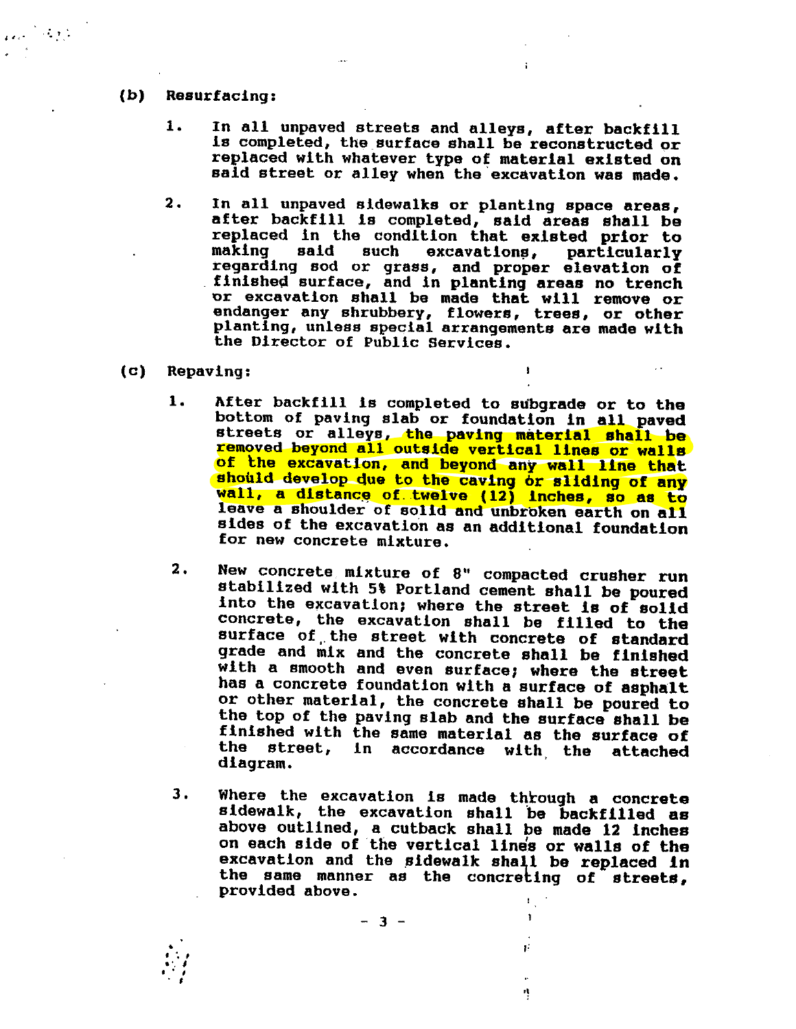(b) Resurfacing:

1. In all unpaved streets and alleys, after backfill is completed, the surface shall be reconstructed or replaced with whatever type of material existed on said street or alley when the excavation was made.

2. In all unpaved sidewalks or planting space areas, after backfill is completed, said areas shall be replaced in the condition that existed prior to making said such excavations, particularly regarding sod or grass, and proper elevation of finished surface, and in planting areas no trench or excavation shall be made that will remove or endanger any shrubbery, flowers, trees, or other planting, unless special arrangements are made with the Director of Public Services.

(c) Repaving:

1. After backfill is completed to subgrade or to the bottom of paving slab or foundation in all paved streets or alleys, the paving material shall be removed beyond all outside vertical lines or walls of the excavation, and beyond any wall line that should develop due to the caving or sliding of any wall, a distance of twelve (12) inches, so as to leave a shoulder of solid and unbroken earth on all sides of the excavation as an additional foundation for new concrete mixture.

2. New concrete mixture of 8" compacted crusher run stabilized with 5% Portland cement shall be poured into the excavation; where the street is of solid concrete, the excavation shall be filled to the surface of the street with concrete of standard grade and mix and the concrete shall be finished with a smooth and even surface; where the street has a concrete foundation with a surface of asphalt or other material, the concrete shall be poured to the top of the paving slab and the surface shall be finished with the same material as the surface of the street, in accordance with the attached diagram.

3. Where the excavation is made through a concrete sidewalk, the excavation shall be backfilled as above outlined, a cutback shall be made 12 inches on each side of the vertical lines or walls of the excavation and the sidewalk shall be replaced in the same manner as the concreting of streets, provided above.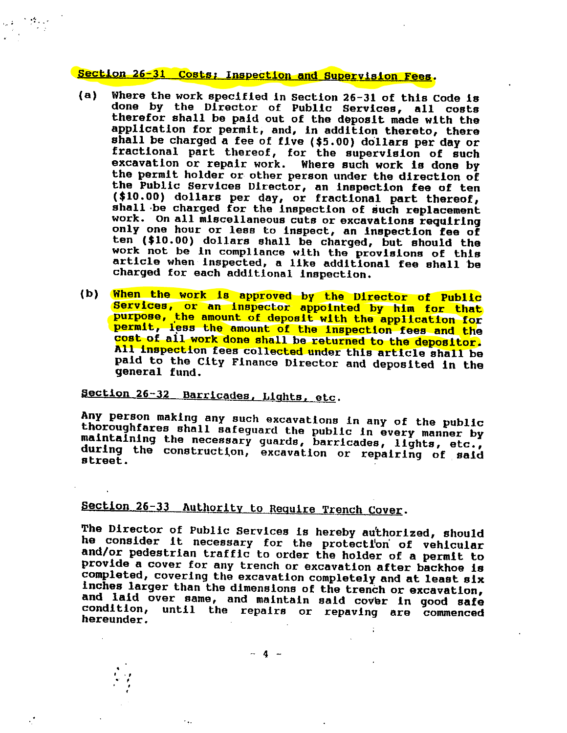## Section 26-31 Costs; Inspection and Supervision Fees.

(a) Where the work specified in Section 26-31 of this Code is done by the Director of Public Services, all costs therefor shall be paid out of the deposit made with the application for permit, and, in addition thereto, there shall be charged a fee of five ($5.00) dollars per day or fractional part thereof, for the supervision of such excavation or repair work. Where such work is done by the permit holder or other person under the direction of the Public Services Director, an inspection fee of ten ($10.00) dollars per day, or fractional part thereof, shall be charged for the inspection of such replacement work. On all miscellaneous cuts or excavations requiring only one hour or less to inspect, an inspection fee of ten ($10.00) dollars shall be charged, but should the work not be in compliance with the provisions of this article when inspected, a like additional fee shall be charged for each additional inspection.

(b) When the work is approved by the Director of Public Services, or an inspector appointed by him for that purpose, the amount of deposit with the application for permit, less the amount of the inspection fees and the cost of all work done shall be returned to the depositor. All inspection fees collected under this article shall be paid to the City Finance Director and deposited in the general fund.

## Section 26-32 Barricades, Lights, etc.

Any person making any such excavations in any of the public thoroughfares shall safeguard the public in every manner by maintaining the necessary guards, barricades, lights, etc., during the construction, excavation or repairing of said street.

## Section 26-33 Authority to Require Trench Cover.

The Director of Public Services is hereby authorized, should he consider it necessary for the protection of vehicular and/or pedestrian traffic to order the holder of a permit to provide a cover for any trench or excavation after backhoe is completed, covering the excavation completely and at least six inches larger than the dimensions of the trench or excavation, and laid over same, and maintain said cover in good safe condition, until the repairs or repaving are commenced hereunder.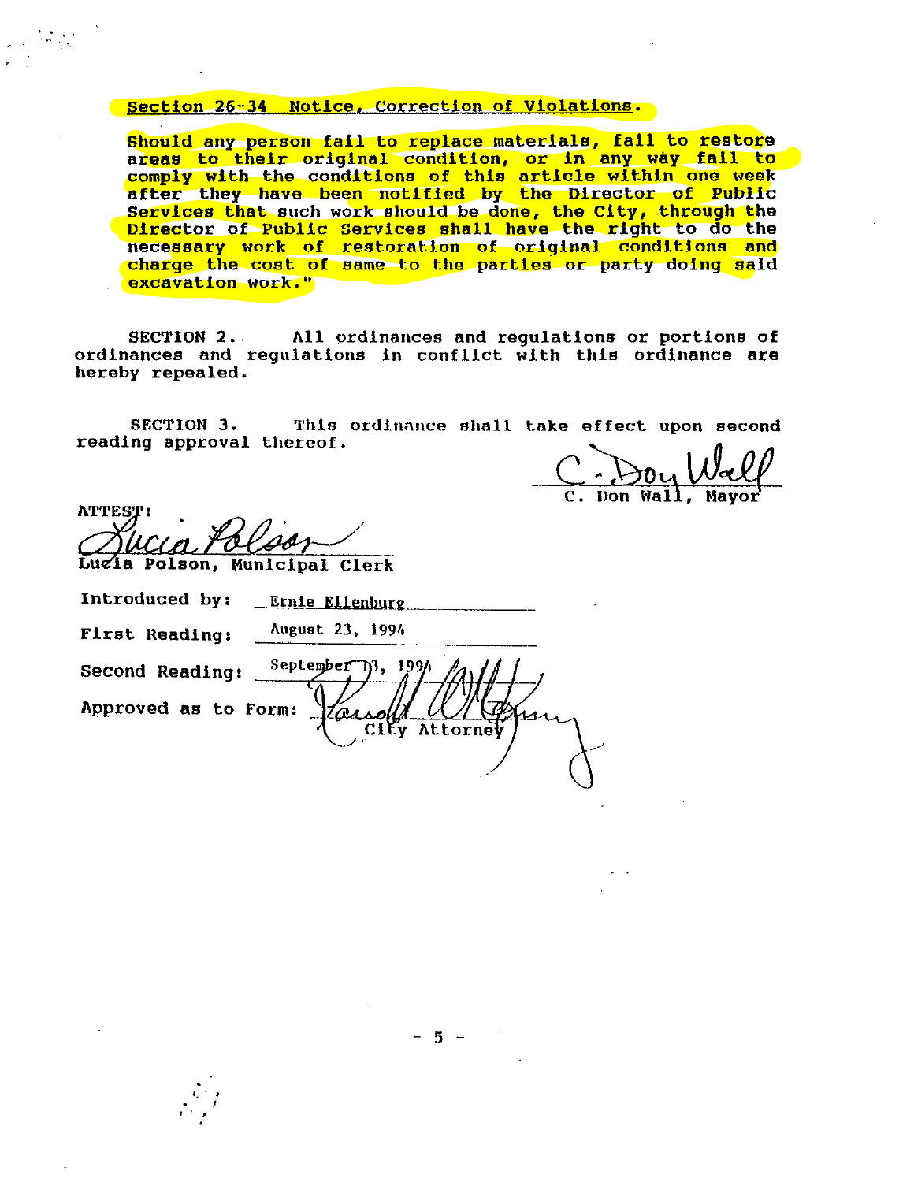Section 26-34 Notice, Correction of Violations.

Should any person fail to replace materials, fail to restore areas to their original condition, or in any way fail to comply with the conditions of this article within one week after they have been notified by the Director of Public Services that such work should be done, the City, through the Director of Public Services shall have the right to do the necessary work of restoration of original conditions and charge the cost of same to the parties or party doing said excavation work."

SECTION 2. All ordinances and regulations or portions of ordinances and regulations in conflict with this ordinance are hereby repealed.

SECTION 3. This ordinance shall take effect upon second reading approval thereof.

C. Don Wall, Mayor

ATTEST:

Lucia Polson, Municipal Clerk

Introduced by: Ernie Ellenburg

First Reading: August 23, 1994

Second Reading: September 13, 1994

Approved as to Form: City Attorney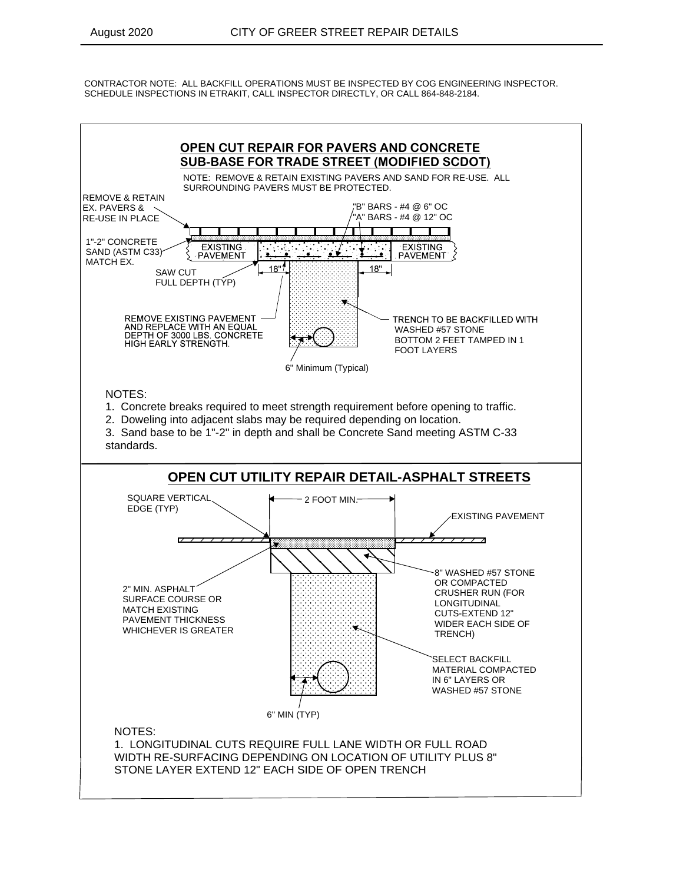CONTRACTOR NOTE: ALL BACKFILL OPERATIONS MUST BE INSPECTED BY COG ENGINEERING INSPECTOR. SCHEDULE INSPECTIONS IN ETRAKIT, CALL INSPECTOR DIRECTLY, OR CALL 864-848-2184.

## OPEN CUT REPAIR FOR PAVERS AND CONCRETE SUB-BASE FOR TRADE STREET (MODIFIED SCDOT)

NOTE: REMOVE & RETAIN EXISTING PAVERS AND SAND FOR RE-USE. ALL SURROUNDING PAVERS MUST BE PROTECTED.

REMOVE & RETAIN EX. PAVERS & RE-USE IN PLACE

"B" BARS - #4 @ 6" OC

"A" BARS - #4 @ 12" OC

1"-2" CONCRETE SAND (ASTM C33) MATCH EX.

EXISTING PAVEMENT

EXISTING PAVEMENT

18"

18"

SAW CUT FULL DEPTH (TYP)

REMOVE EXISTING PAVEMENT AND REPLACE WITH AN EQUAL DEPTH OF 3000 LBS. CONCRETE HIGH EARLY STRENGTH.

TRENCH TO BE BACKFILLED WITH WASHED #57 STONE BOTTOM 2 FEET TAMPED IN 1 FOOT LAYERS

6" Minimum (Typical)

NOTES:

1. Concrete breaks required to meet strength requirement before opening to traffic.
2. Doweling into adjacent slabs may be required depending on location.
3. Sand base to be 1"-2" in depth and shall be Concrete Sand meeting ASTM C-33 standards.

## OPEN CUT UTILITY REPAIR DETAIL-ASPHALT STREETS

SQUARE VERTICAL EDGE (TYP)

2 FOOT MIN.

EXISTING PAVEMENT

2" MIN. ASPHALT SURFACE COURSE OR MATCH EXISTING PAVEMENT THICKNESS WHICHEVER IS GREATER

8" WASHED #57 STONE OR COMPACTED CRUSHER RUN (FOR LONGITUDINAL CUTS-EXTEND 12" WIDER EACH SIDE OF TRENCH)

SELECT BACKFILL MATERIAL COMPACTED IN 6" LAYERS OR WASHED #57 STONE

6" MIN (TYP)

NOTES:

1. LONGITUDINAL CUTS REQUIRE FULL LANE WIDTH OR FULL ROAD WIDTH RE-SURFACING DEPENDING ON LOCATION OF UTILITY PLUS 8" STONE LAYER EXTEND 12" EACH SIDE OF OPEN TRENCH